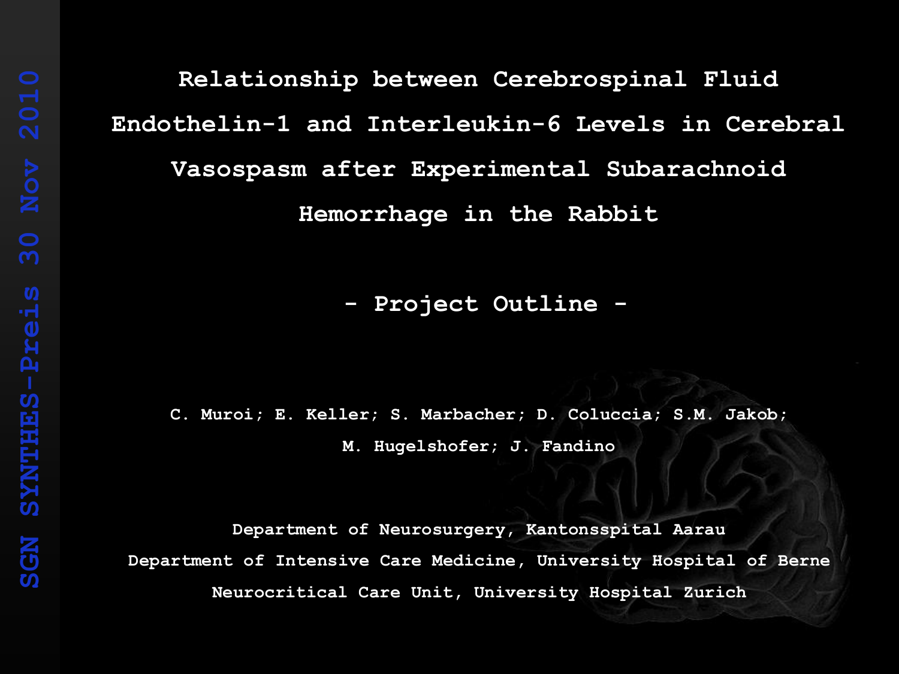# Relationship between Cerebrospinal Fluid Endothelin-1 and Interleukin-6 Levels in Cerebral Vasospasm after Experimental Subarachnoid Hemorrhage in the Rabbit

## - Project Outline -

**C. Muroi; E. Keller; S. Marbacher; D. Coluccia; S.M. Jakob; M. Hugelshofer; J. Fandino**

**Department of Neurosurgery, Kantonsspital Aarau**
**Department of Intensive Care Medicine, University Hospital of Berne**
**Neurocritical Care Unit, University Hospital Zurich**

SGN SYNTHES-Preis 30 Nov 2010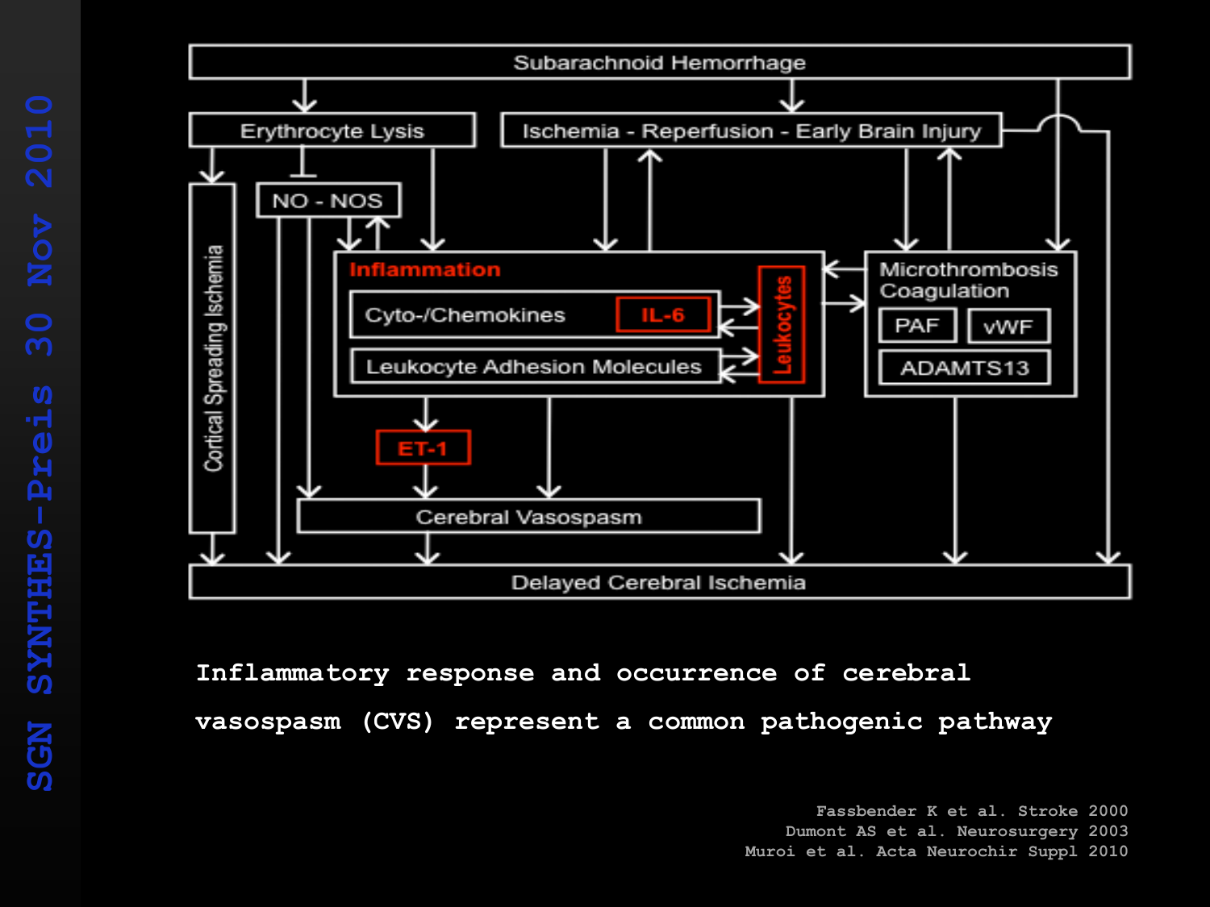Subarachnoid Hemorrhage

Erythrocyte Lysis

Ischemia - Reperfusion - Early Brain Injury

NO - NOS

Cortical Spreading Ischemia

**Inflammation**

Cyto-/Chemokines IL-6

Leukocyte Adhesion Molecules

Leukocytes

Microthrombosis Coagulation

PAF vWF

ADAMTS13

ET-1

Cerebral Vasospasm

Delayed Cerebral Ischemia

**Inflammatory response and occurrence of cerebral vasospasm (CVS) represent a common pathogenic pathway**

Fassbender K et al. Stroke 2000
Dumont AS et al. Neurosurgery 2003
Muroi et al. Acta Neurochir Suppl 2010

SGN SYNTHES-Preis 30 Nov 2010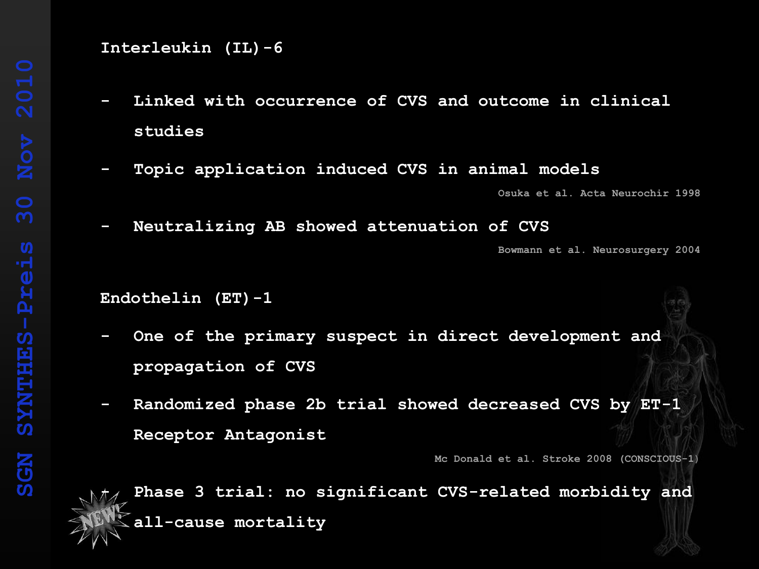## Interleukin (IL)-6

- Linked with occurrence of CVS and outcome in clinical studies
- Topic application induced CVS in animal models

  Osuka et al. Acta Neurochir 1998

- Neutralizing AB showed attenuation of CVS

  Bowmann et al. Neurosurgery 2004

## Endothelin (ET)-1

- One of the primary suspect in direct development and propagation of CVS
- Randomized phase 2b trial showed decreased CVS by ET-1 Receptor Antagonist

  Mc Donald et al. Stroke 2008 (CONSCIOUS-1)

- NEW! Phase 3 trial: no significant CVS-related morbidity and all-cause mortality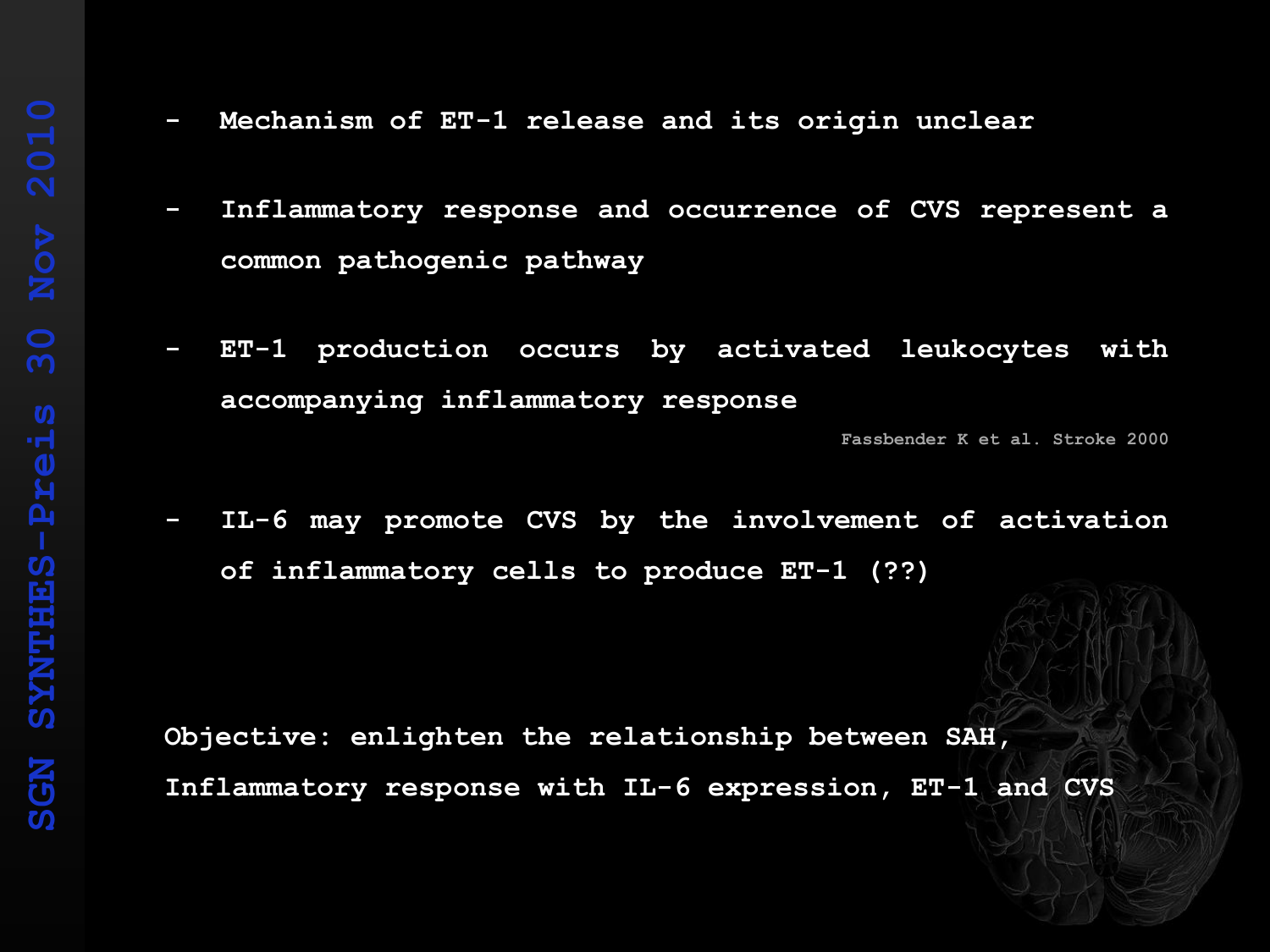- Mechanism of ET-1 release and its origin unclear
- Inflammatory response and occurrence of CVS represent a common pathogenic pathway
- ET-1 production occurs by activated leukocytes with accompanying inflammatory response

Fassbender K et al. Stroke 2000

- IL-6 may promote CVS by the involvement of activation of inflammatory cells to produce ET-1 (??)

**Objective: enlighten the relationship between SAH, Inflammatory response with IL-6 expression, ET-1 and CVS**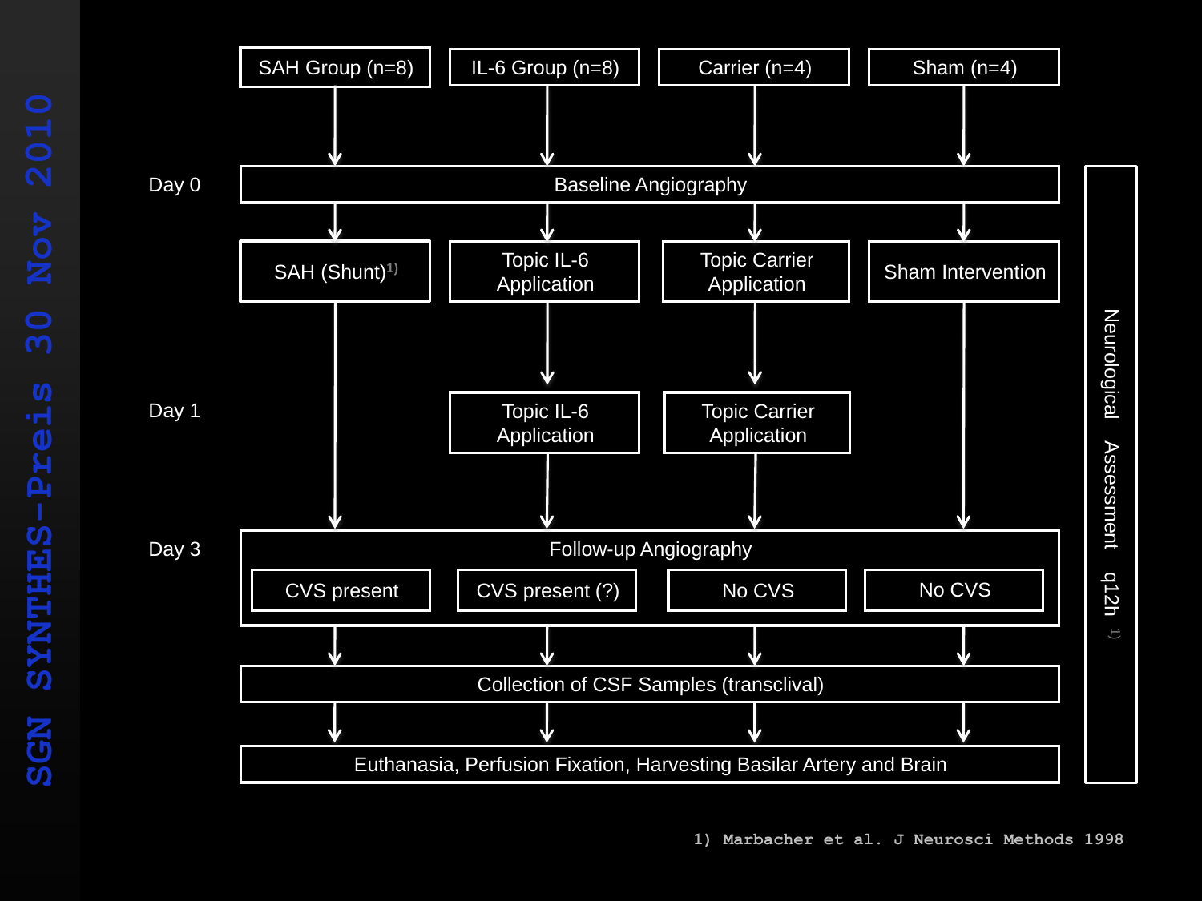| | SAH Group (n=8) | IL-6 Group (n=8) | Carrier (n=4) | Sham (n=4) |
|---|---|---|---|---|
| Day 0 | Baseline Angiography | | | |
| | SAH (Shunt)[1] | Topic IL-6 Application | Topic Carrier Application | Sham Intervention |
| Day 1 | | Topic IL-6 Application | Topic Carrier Application | |
| Day 3 | Follow-up Angiography | | | |
| | CVS present | CVS present (?) | No CVS | No CVS |
| | Collection of CSF Samples (transclival) | | | |
| | Euthanasia, Perfusion Fixation, Harvesting Basilar Artery and Brain | | | |

Neurological Assessment q12h [1]

1) Marbacher et al. J Neurosci Methods 1998

SGN SYNTHES-Preis 30 Nov 2010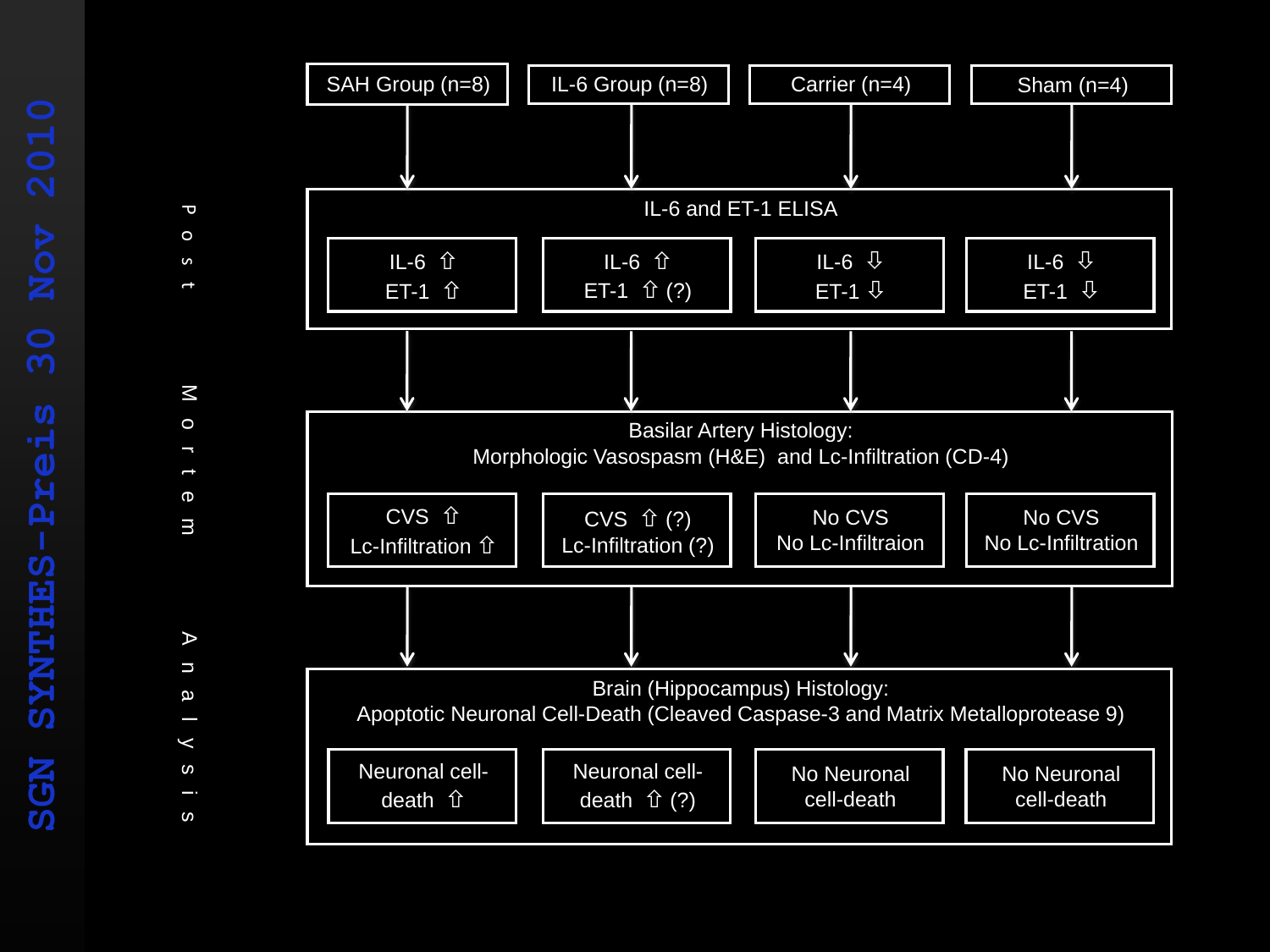**Post Mortem Analysis**

| SAH Group (n=8) | IL-6 Group (n=8) | Carrier (n=4) | Sham (n=4) |
|---|---|---|---|
| **IL-6 and ET-1 ELISA** | | | |
| IL-6 ⇧ ET-1 ⇧ | IL-6 ⇧ ET-1 ⇧ (?) | IL-6 ⇩ ET-1 ⇩ | IL-6 ⇩ ET-1 ⇩ |
| **Basilar Artery Histology: Morphologic Vasospasm (H&E) and Lc-Infiltration (CD-4)** | | | |
| CVS ⇧ Lc-Infiltration ⇧ | CVS ⇧ (?) Lc-Infiltration (?) | No CVS No Lc-Infiltraion | No CVS No Lc-Infiltration |
| **Brain (Hippocampus) Histology: Apoptotic Neuronal Cell-Death (Cleaved Caspase-3 and Matrix Metalloprotease 9)** | | | |
| Neuronal cell-death ⇧ | Neuronal cell-death ⇧ (?) | No Neuronal cell-death | No Neuronal cell-death |

SGN SYNTHES-Preis 30 Nov 2010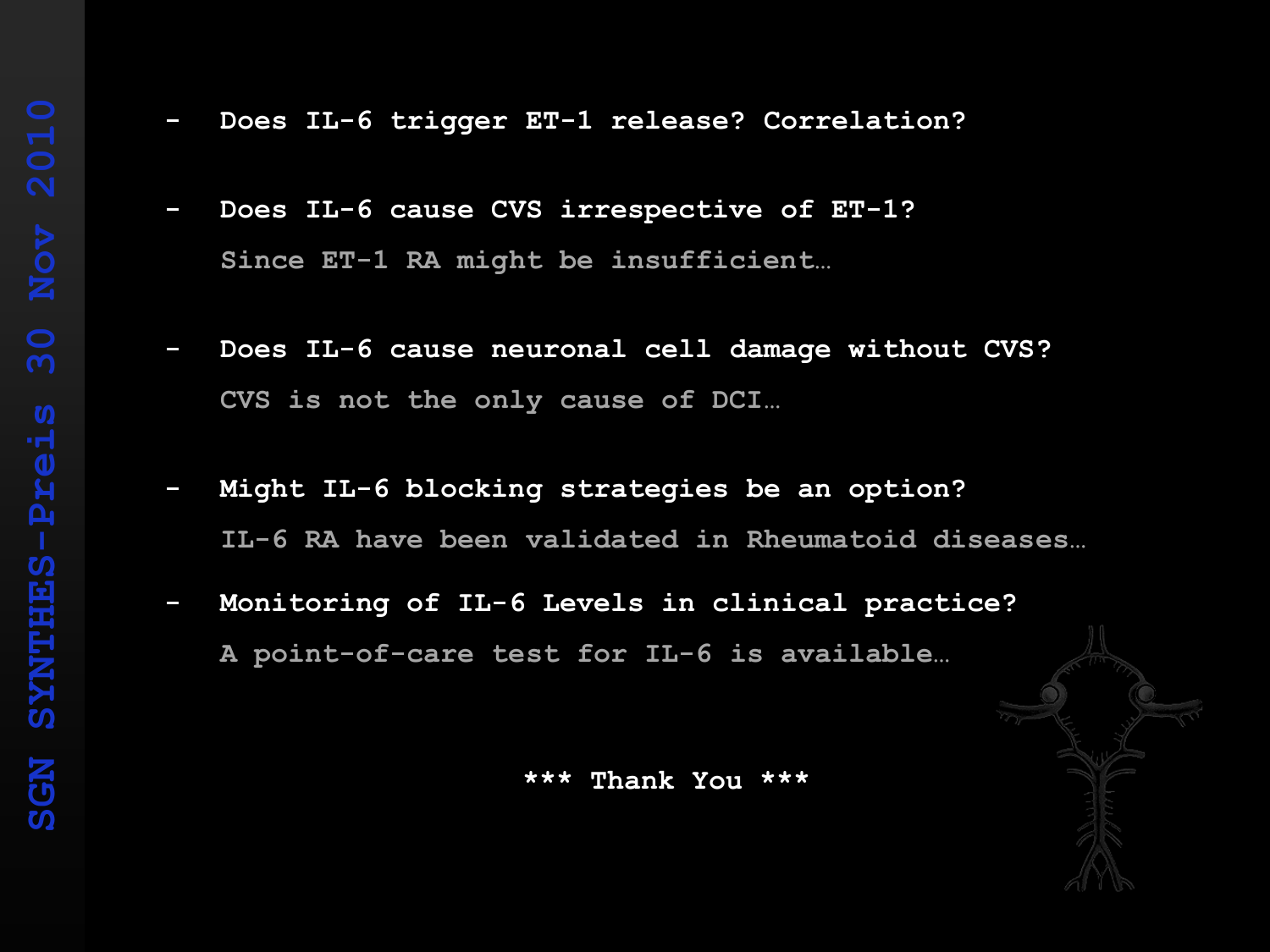- **Does IL-6 trigger ET-1 release? Correlation?**

- **Does IL-6 cause CVS irrespective of ET-1?**

  Since ET-1 RA might be insufficient…

- **Does IL-6 cause neuronal cell damage without CVS?**

  CVS is not the only cause of DCI…

- **Might IL-6 blocking strategies be an option?**

  IL-6 RA have been validated in Rheumatoid diseases…

- **Monitoring of IL-6 Levels in clinical practice?**

  A point-of-care test for IL-6 is available…

**\*\*\* Thank You \*\*\***